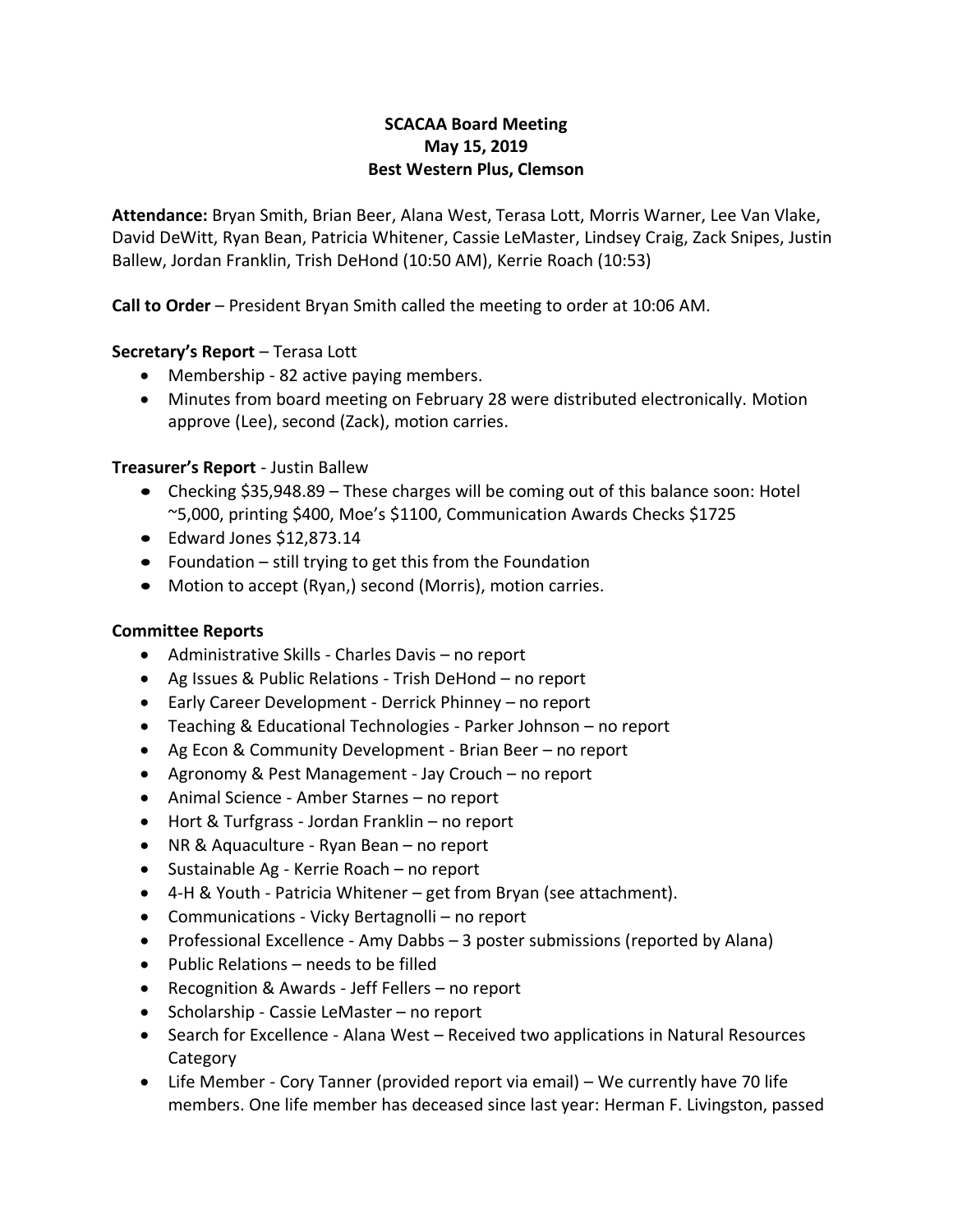**SCACAA Board Meeting**
**May 15, 2019**
**Best Western Plus, Clemson**

**Attendance:** Bryan Smith, Brian Beer, Alana West, Terasa Lott, Morris Warner, Lee Van Vlake, David DeWitt, Ryan Bean, Patricia Whitener, Cassie LeMaster, Lindsey Craig, Zack Snipes, Justin Ballew, Jordan Franklin, Trish DeHond (10:50 AM), Kerrie Roach (10:53)

**Call to Order** – President Bryan Smith called the meeting to order at 10:06 AM.

**Secretary's Report** – Terasa Lott

- Membership - 82 active paying members.
- Minutes from board meeting on February 28 were distributed electronically. Motion approve (Lee), second (Zack), motion carries.

**Treasurer's Report** - Justin Ballew

- Checking $35,948.89 – These charges will be coming out of this balance soon: Hotel ~5,000, printing $400, Moe's $1100, Communication Awards Checks $1725
- Edward Jones $12,873.14
- Foundation – still trying to get this from the Foundation
- Motion to accept (Ryan,) second (Morris), motion carries.

**Committee Reports**

- Administrative Skills - Charles Davis – no report
- Ag Issues & Public Relations - Trish DeHond – no report
- Early Career Development - Derrick Phinney – no report
- Teaching & Educational Technologies - Parker Johnson – no report
- Ag Econ & Community Development - Brian Beer – no report
- Agronomy & Pest Management - Jay Crouch – no report
- Animal Science - Amber Starnes – no report
- Hort & Turfgrass - Jordan Franklin – no report
- NR & Aquaculture - Ryan Bean – no report
- Sustainable Ag - Kerrie Roach – no report
- 4-H & Youth - Patricia Whitener – get from Bryan (see attachment).
- Communications - Vicky Bertagnolli – no report
- Professional Excellence - Amy Dabbs – 3 poster submissions (reported by Alana)
- Public Relations – needs to be filled
- Recognition & Awards - Jeff Fellers – no report
- Scholarship - Cassie LeMaster – no report
- Search for Excellence - Alana West – Received two applications in Natural Resources Category
- Life Member - Cory Tanner (provided report via email) – We currently have 70 life members. One life member has deceased since last year: Herman F. Livingston, passed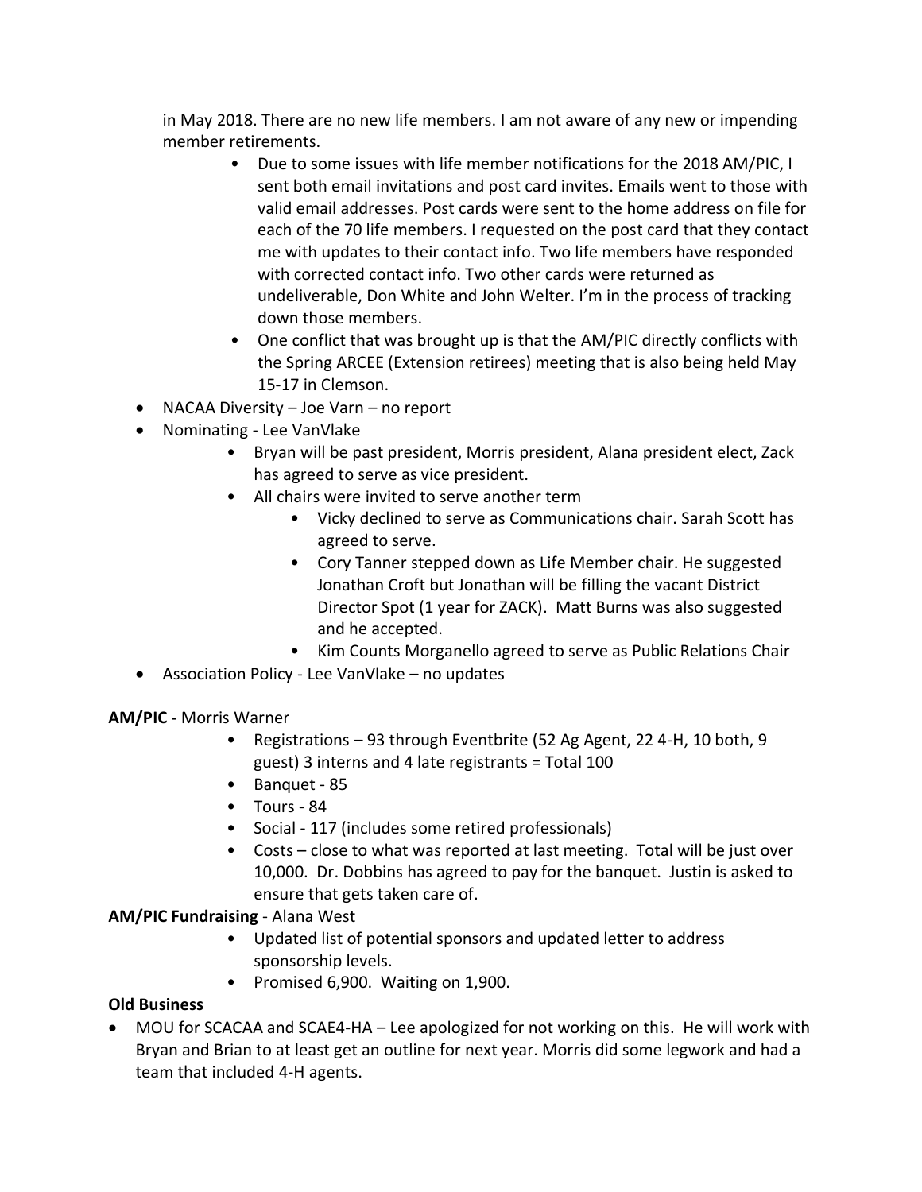in May 2018. There are no new life members. I am not aware of any new or impending member retirements.

- Due to some issues with life member notifications for the 2018 AM/PIC, I sent both email invitations and post card invites. Emails went to those with valid email addresses. Post cards were sent to the home address on file for each of the 70 life members. I requested on the post card that they contact me with updates to their contact info. Two life members have responded with corrected contact info. Two other cards were returned as undeliverable, Don White and John Welter. I'm in the process of tracking down those members.
- One conflict that was brought up is that the AM/PIC directly conflicts with the Spring ARCEE (Extension retirees) meeting that is also being held May 15-17 in Clemson.

- NACAA Diversity – Joe Varn – no report
- Nominating - Lee VanVlake
  - Bryan will be past president, Morris president, Alana president elect, Zack has agreed to serve as vice president.
  - All chairs were invited to serve another term
    - Vicky declined to serve as Communications chair. Sarah Scott has agreed to serve.
    - Cory Tanner stepped down as Life Member chair. He suggested Jonathan Croft but Jonathan will be filling the vacant District Director Spot (1 year for ZACK). Matt Burns was also suggested and he accepted.
    - Kim Counts Morganello agreed to serve as Public Relations Chair
- Association Policy - Lee VanVlake – no updates

**AM/PIC -** Morris Warner

- Registrations – 93 through Eventbrite (52 Ag Agent, 22 4-H, 10 both, 9 guest) 3 interns and 4 late registrants = Total 100
- Banquet - 85
- Tours - 84
- Social - 117 (includes some retired professionals)
- Costs – close to what was reported at last meeting. Total will be just over 10,000. Dr. Dobbins has agreed to pay for the banquet. Justin is asked to ensure that gets taken care of.

**AM/PIC Fundraising** - Alana West

- Updated list of potential sponsors and updated letter to address sponsorship levels.
- Promised 6,900. Waiting on 1,900.

**Old Business**

- MOU for SCACAA and SCAE4-HA – Lee apologized for not working on this. He will work with Bryan and Brian to at least get an outline for next year. Morris did some legwork and had a team that included 4-H agents.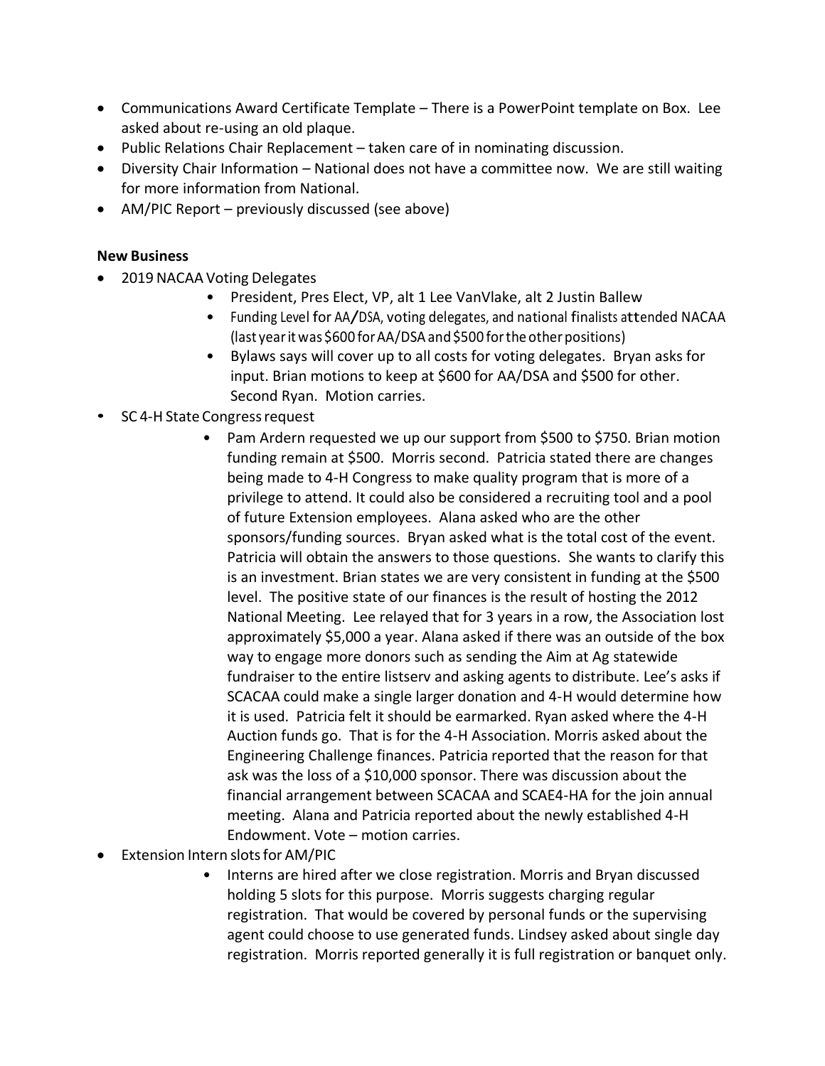- Communications Award Certificate Template – There is a PowerPoint template on Box. Lee asked about re-using an old plaque.
- Public Relations Chair Replacement – taken care of in nominating discussion.
- Diversity Chair Information – National does not have a committee now. We are still waiting for more information from National.
- AM/PIC Report – previously discussed (see above)

**New Business**

- 2019 NACAA Voting Delegates
    - President, Pres Elect, VP, alt 1 Lee VanVlake, alt 2 Justin Ballew
    - Funding Level for AA/DSA, voting delegates, and national finalists attended NACAA (last year it was $600 for AA/DSA and $500 for the other positions)
    - Bylaws says will cover up to all costs for voting delegates. Bryan asks for input. Brian motions to keep at $600 for AA/DSA and $500 for other. Second Ryan. Motion carries.
- SC 4-H State Congress request
    - Pam Ardern requested we up our support from $500 to $750. Brian motion funding remain at $500. Morris second. Patricia stated there are changes being made to 4-H Congress to make quality program that is more of a privilege to attend. It could also be considered a recruiting tool and a pool of future Extension employees. Alana asked who are the other sponsors/funding sources. Bryan asked what is the total cost of the event. Patricia will obtain the answers to those questions. She wants to clarify this is an investment. Brian states we are very consistent in funding at the $500 level. The positive state of our finances is the result of hosting the 2012 National Meeting. Lee relayed that for 3 years in a row, the Association lost approximately $5,000 a year. Alana asked if there was an outside of the box way to engage more donors such as sending the Aim at Ag statewide fundraiser to the entire listserv and asking agents to distribute. Lee's asks if SCACAA could make a single larger donation and 4-H would determine how it is used. Patricia felt it should be earmarked. Ryan asked where the 4-H Auction funds go. That is for the 4-H Association. Morris asked about the Engineering Challenge finances. Patricia reported that the reason for that ask was the loss of a $10,000 sponsor. There was discussion about the financial arrangement between SCACAA and SCAE4-HA for the join annual meeting. Alana and Patricia reported about the newly established 4-H Endowment. Vote – motion carries.
- Extension Intern slots for AM/PIC
    - Interns are hired after we close registration. Morris and Bryan discussed holding 5 slots for this purpose. Morris suggests charging regular registration. That would be covered by personal funds or the supervising agent could choose to use generated funds. Lindsey asked about single day registration. Morris reported generally it is full registration or banquet only.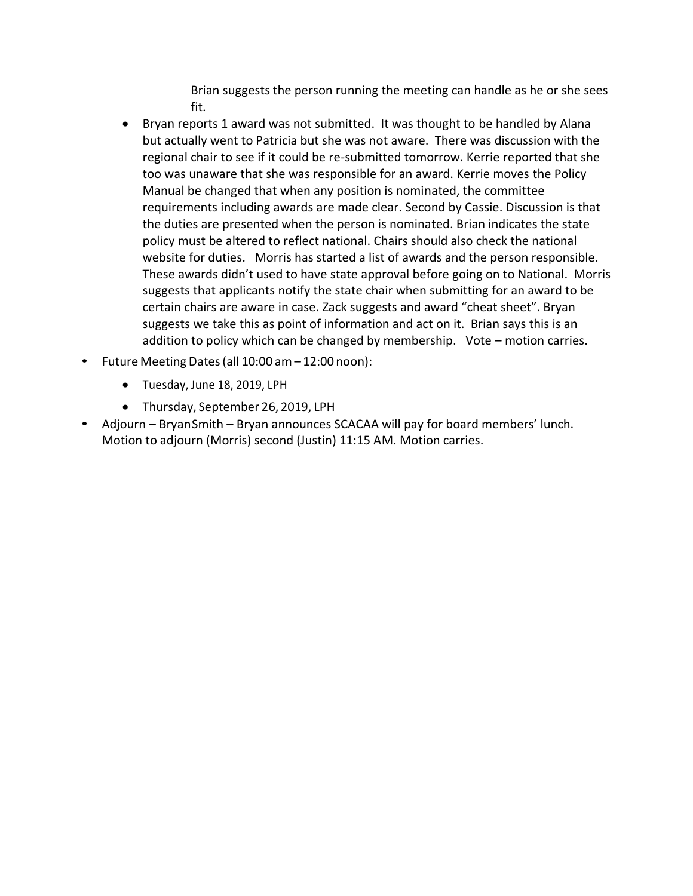Brian suggests the person running the meeting can handle as he or she sees fit.

- Bryan reports 1 award was not submitted. It was thought to be handled by Alana but actually went to Patricia but she was not aware. There was discussion with the regional chair to see if it could be re-submitted tomorrow. Kerrie reported that she too was unaware that she was responsible for an award. Kerrie moves the Policy Manual be changed that when any position is nominated, the committee requirements including awards are made clear. Second by Cassie. Discussion is that the duties are presented when the person is nominated. Brian indicates the state policy must be altered to reflect national. Chairs should also check the national website for duties. Morris has started a list of awards and the person responsible. These awards didn't used to have state approval before going on to National. Morris suggests that applicants notify the state chair when submitting for an award to be certain chairs are aware in case. Zack suggests and award "cheat sheet". Bryan suggests we take this as point of information and act on it. Brian says this is an addition to policy which can be changed by membership. Vote – motion carries.

- Future Meeting Dates (all 10:00 am – 12:00 noon):
  - Tuesday, June 18, 2019, LPH
  - Thursday, September 26, 2019, LPH
- Adjourn – BryanSmith – Bryan announces SCACAA will pay for board members' lunch. Motion to adjourn (Morris) second (Justin) 11:15 AM. Motion carries.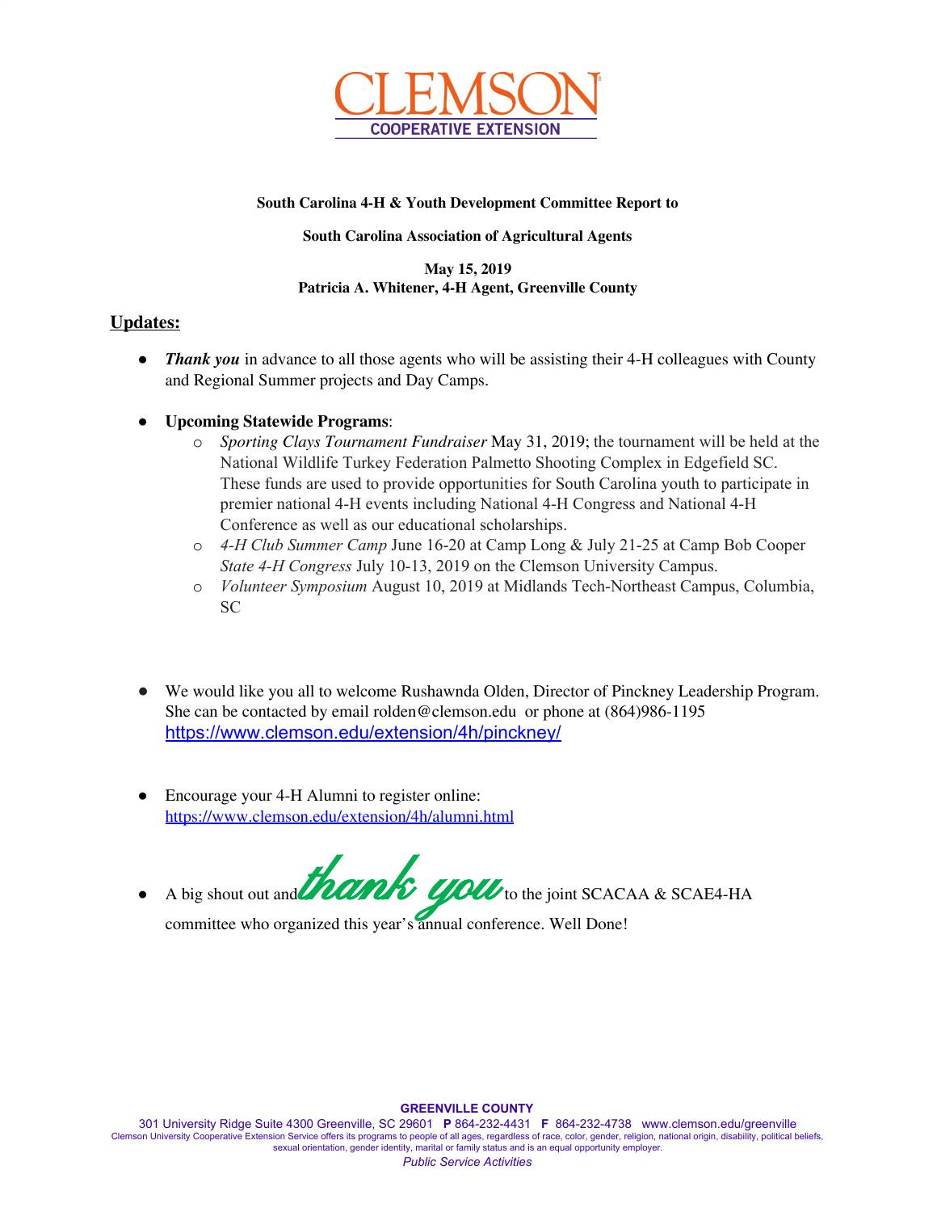CLEMSON
COOPERATIVE EXTENSION

**South Carolina 4-H & Youth Development Committee Report to**

**South Carolina Association of Agricultural Agents**

**May 15, 2019**
**Patricia A. Whitener, 4-H Agent, Greenville County**

## Updates:

- ***Thank you*** in advance to all those agents who will be assisting their 4-H colleagues with County and Regional Summer projects and Day Camps.

- **Upcoming Statewide Programs**:
  - *Sporting Clays Tournament Fundraiser* May 31, 2019; the tournament will be held at the National Wildlife Turkey Federation Palmetto Shooting Complex in Edgefield SC. These funds are used to provide opportunities for South Carolina youth to participate in premier national 4-H events including National 4-H Congress and National 4-H Conference as well as our educational scholarships.
  - *4-H Club Summer Camp* June 16-20 at Camp Long & July 21-25 at Camp Bob Cooper *State 4-H Congress* July 10-13, 2019 on the Clemson University Campus.
  - *Volunteer Symposium* August 10, 2019 at Midlands Tech-Northeast Campus, Columbia, SC

- We would like you all to welcome Rushawnda Olden, Director of Pinckney Leadership Program. She can be contacted by email rolden@clemson.edu or phone at (864)986-1195 https://www.clemson.edu/extension/4h/pinckney/

- Encourage your 4-H Alumni to register online: https://www.clemson.edu/extension/4h/alumni.html

- A big shout out and *thank you* to the joint SCACAA & SCAE4-HA committee who organized this year's annual conference. Well Done!

**GREENVILLE COUNTY**
301 University Ridge Suite 4300 Greenville, SC 29601 **P** 864-232-4431 **F** 864-232-4738 www.clemson.edu/greenville
Clemson University Cooperative Extension Service offers its programs to people of all ages, regardless of race, color, gender, religion, national origin, disability, political beliefs, sexual orientation, gender identity, marital or family status and is an equal opportunity employer.
*Public Service Activities*